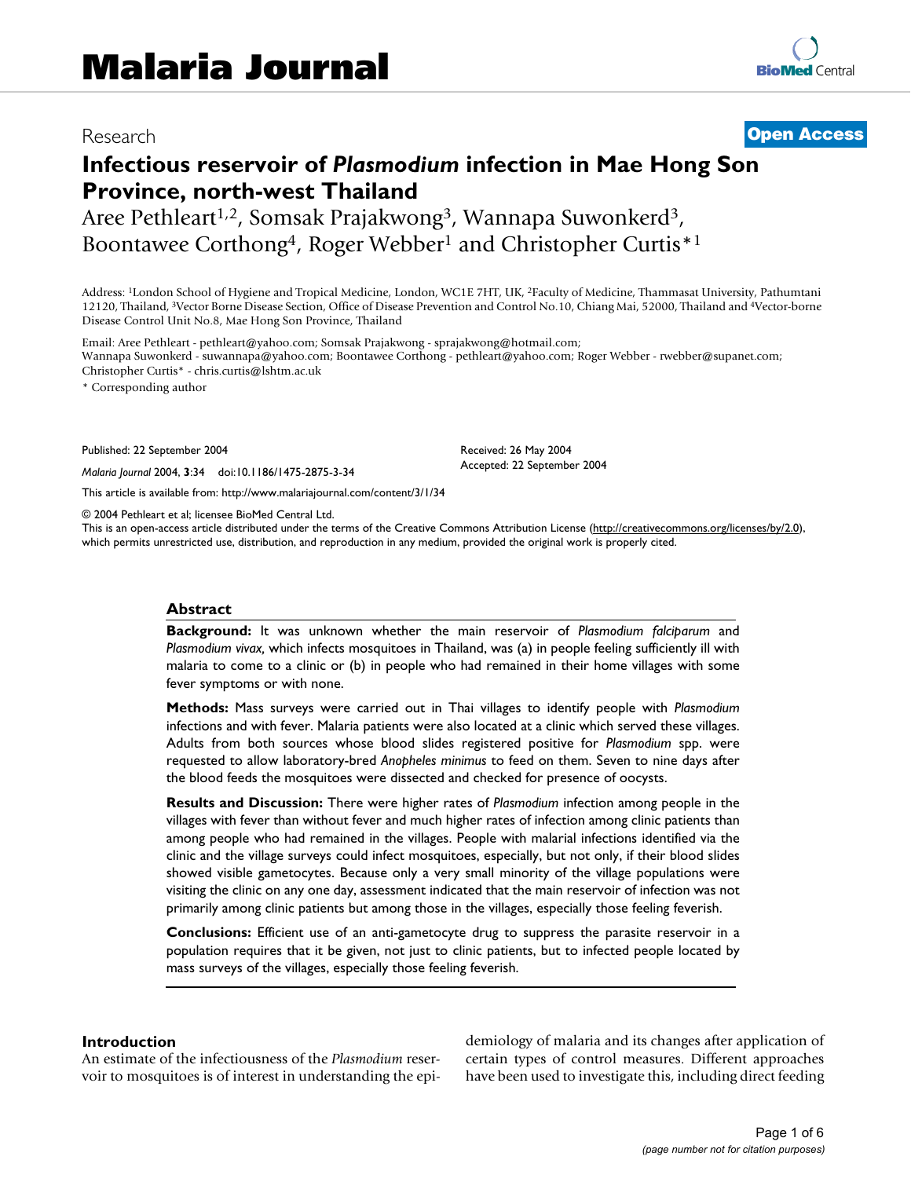# Malaria Journal

Research

**Open Access**

# Infectious reservoir of *Plasmodium* infection in Mae Hong Son Province, north-west Thailand

Aree Pethleart[1,2], Somsak Prajakwong[3], Wannapa Suwonkerd[3], Boontawee Corthong[4], Roger Webber[1] and Christopher Curtis*[1]

Address: [1]London School of Hygiene and Tropical Medicine, London, WC1E 7HT, UK, [2]Faculty of Medicine, Thammasat University, Pathumtani 12120, Thailand, [3]Vector Borne Disease Section, Office of Disease Prevention and Control No.10, Chiang Mai, 52000, Thailand and [4]Vector-borne Disease Control Unit No.8, Mae Hong Son Province, Thailand

Email: Aree Pethleart - pethleart@yahoo.com; Somsak Prajakwong - sprajakwong@hotmail.com; Wannapa Suwonkerd - suwannapa@yahoo.com; Boontawee Corthong - pethleart@yahoo.com; Roger Webber - rwebber@supanet.com; Christopher Curtis* - chris.curtis@lshtm.ac.uk

\* Corresponding author

Published: 22 September 2004

*Malaria Journal* 2004, **3**:34 doi:10.1186/1475-2875-3-34

Received: 26 May 2004

Accepted: 22 September 2004

This article is available from: http://www.malariajournal.com/content/3/1/34

© 2004 Pethleart et al; licensee BioMed Central Ltd.

This is an open-access article distributed under the terms of the Creative Commons Attribution License (http://creativecommons.org/licenses/by/2.0), which permits unrestricted use, distribution, and reproduction in any medium, provided the original work is properly cited.

## Abstract

**Background:** It was unknown whether the main reservoir of *Plasmodium falciparum* and *Plasmodium vivax*, which infects mosquitoes in Thailand, was (a) in people feeling sufficiently ill with malaria to come to a clinic or (b) in people who had remained in their home villages with some fever symptoms or with none.

**Methods:** Mass surveys were carried out in Thai villages to identify people with *Plasmodium* infections and with fever. Malaria patients were also located at a clinic which served these villages. Adults from both sources whose blood slides registered positive for *Plasmodium* spp. were requested to allow laboratory-bred *Anopheles minimus* to feed on them. Seven to nine days after the blood feeds the mosquitoes were dissected and checked for presence of oocysts.

**Results and Discussion:** There were higher rates of *Plasmodium* infection among people in the villages with fever than without fever and much higher rates of infection among clinic patients than among people who had remained in the villages. People with malarial infections identified via the clinic and the village surveys could infect mosquitoes, especially, but not only, if their blood slides showed visible gametocytes. Because only a very small minority of the village populations were visiting the clinic on any one day, assessment indicated that the main reservoir of infection was not primarily among clinic patients but among those in the villages, especially those feeling feverish.

**Conclusions:** Efficient use of an anti-gametocyte drug to suppress the parasite reservoir in a population requires that it be given, not just to clinic patients, but to infected people located by mass surveys of the villages, especially those feeling feverish.

## Introduction

An estimate of the infectiousness of the *Plasmodium* reservoir to mosquitoes is of interest in understanding the epidemiology of malaria and its changes after application of certain types of control measures. Different approaches have been used to investigate this, including direct feeding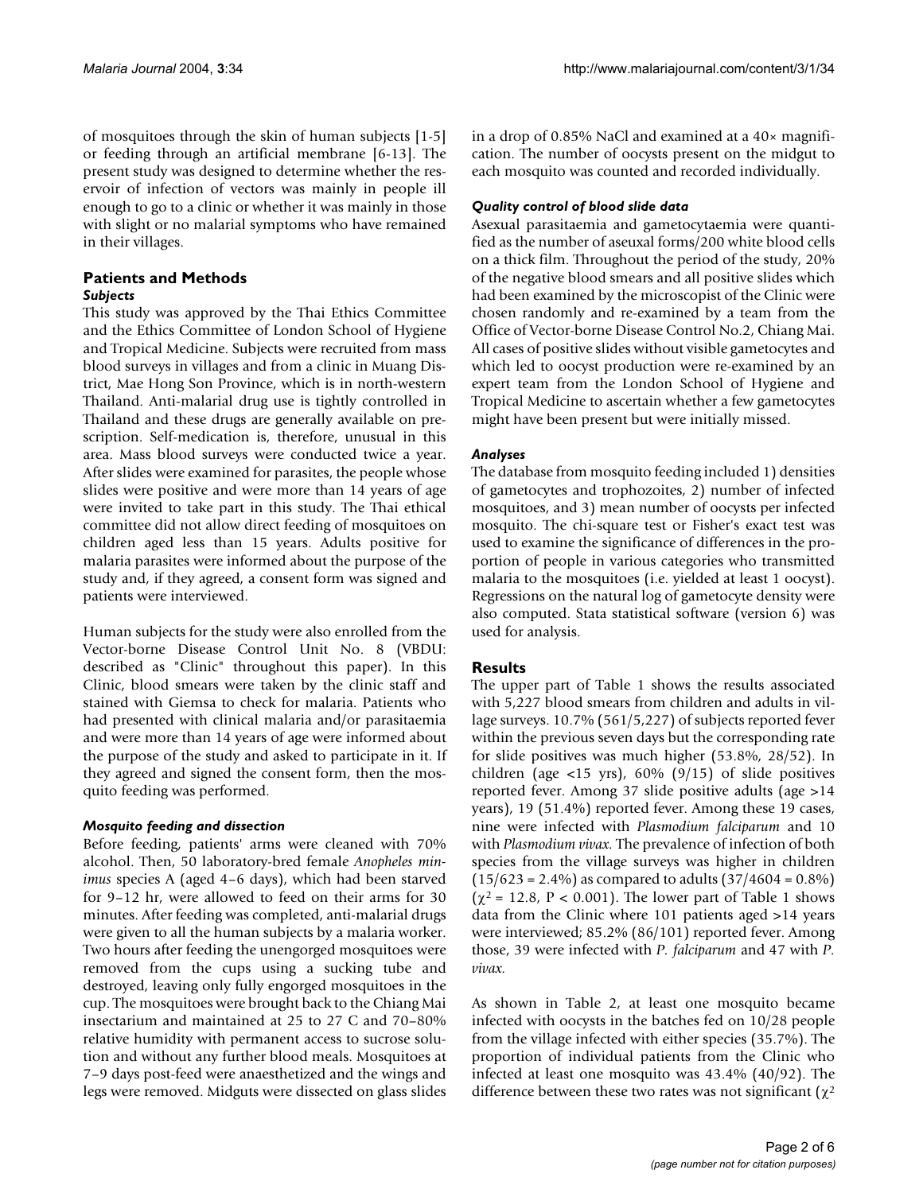of mosquitoes through the skin of human subjects [1-5] or feeding through an artificial membrane [6-13]. The present study was designed to determine whether the reservoir of infection of vectors was mainly in people ill enough to go to a clinic or whether it was mainly in those with slight or no malarial symptoms who have remained in their villages.

## Patients and Methods

### *Subjects*

This study was approved by the Thai Ethics Committee and the Ethics Committee of London School of Hygiene and Tropical Medicine. Subjects were recruited from mass blood surveys in villages and from a clinic in Muang District, Mae Hong Son Province, which is in north-western Thailand. Anti-malarial drug use is tightly controlled in Thailand and these drugs are generally available on prescription. Self-medication is, therefore, unusual in this area. Mass blood surveys were conducted twice a year. After slides were examined for parasites, the people whose slides were positive and were more than 14 years of age were invited to take part in this study. The Thai ethical committee did not allow direct feeding of mosquitoes on children aged less than 15 years. Adults positive for malaria parasites were informed about the purpose of the study and, if they agreed, a consent form was signed and patients were interviewed.

Human subjects for the study were also enrolled from the Vector-borne Disease Control Unit No. 8 (VBDU: described as "Clinic" throughout this paper). In this Clinic, blood smears were taken by the clinic staff and stained with Giemsa to check for malaria. Patients who had presented with clinical malaria and/or parasitaemia and were more than 14 years of age were informed about the purpose of the study and asked to participate in it. If they agreed and signed the consent form, then the mosquito feeding was performed.

### *Mosquito feeding and dissection*

Before feeding, patients' arms were cleaned with 70% alcohol. Then, 50 laboratory-bred female *Anopheles minimus* species A (aged 4–6 days), which had been starved for 9–12 hr, were allowed to feed on their arms for 30 minutes. After feeding was completed, anti-malarial drugs were given to all the human subjects by a malaria worker. Two hours after feeding the unengorged mosquitoes were removed from the cups using a sucking tube and destroyed, leaving only fully engorged mosquitoes in the cup. The mosquitoes were brought back to the Chiang Mai insectarium and maintained at 25 to 27 C and 70–80% relative humidity with permanent access to sucrose solution and without any further blood meals. Mosquitoes at 7–9 days post-feed were anaesthetized and the wings and legs were removed. Midguts were dissected on glass slides in a drop of 0.85% NaCl and examined at a 40× magnification. The number of oocysts present on the midgut to each mosquito was counted and recorded individually.

### *Quality control of blood slide data*

Asexual parasitaemia and gametocytaemia were quantified as the number of aseuxal forms/200 white blood cells on a thick film. Throughout the period of the study, 20% of the negative blood smears and all positive slides which had been examined by the microscopist of the Clinic were chosen randomly and re-examined by a team from the Office of Vector-borne Disease Control No.2, Chiang Mai. All cases of positive slides without visible gametocytes and which led to oocyst production were re-examined by an expert team from the London School of Hygiene and Tropical Medicine to ascertain whether a few gametocytes might have been present but were initially missed.

### *Analyses*

The database from mosquito feeding included 1) densities of gametocytes and trophozoites, 2) number of infected mosquitoes, and 3) mean number of oocysts per infected mosquito. The chi-square test or Fisher's exact test was used to examine the significance of differences in the proportion of people in various categories who transmitted malaria to the mosquitoes (i.e. yielded at least 1 oocyst). Regressions on the natural log of gametocyte density were also computed. Stata statistical software (version 6) was used for analysis.

## Results

The upper part of Table 1 shows the results associated with 5,227 blood smears from children and adults in village surveys. 10.7% (561/5,227) of subjects reported fever within the previous seven days but the corresponding rate for slide positives was much higher (53.8%, 28/52). In children (age <15 yrs), 60% (9/15) of slide positives reported fever. Among 37 slide positive adults (age >14 years), 19 (51.4%) reported fever. Among these 19 cases, nine were infected with *Plasmodium falciparum* and 10 with *Plasmodium vivax*. The prevalence of infection of both species from the village surveys was higher in children (15/623 = 2.4%) as compared to adults (37/4604 = 0.8%) ($\chi^2$ = 12.8, P < 0.001). The lower part of Table 1 shows data from the Clinic where 101 patients aged >14 years were interviewed; 85.2% (86/101) reported fever. Among those, 39 were infected with *P. falciparum* and 47 with *P. vivax*.

As shown in Table 2, at least one mosquito became infected with oocysts in the batches fed on 10/28 people from the village infected with either species (35.7%). The proportion of individual patients from the Clinic who infected at least one mosquito was 43.4% (40/92). The difference between these two rates was not significant ($\chi^2$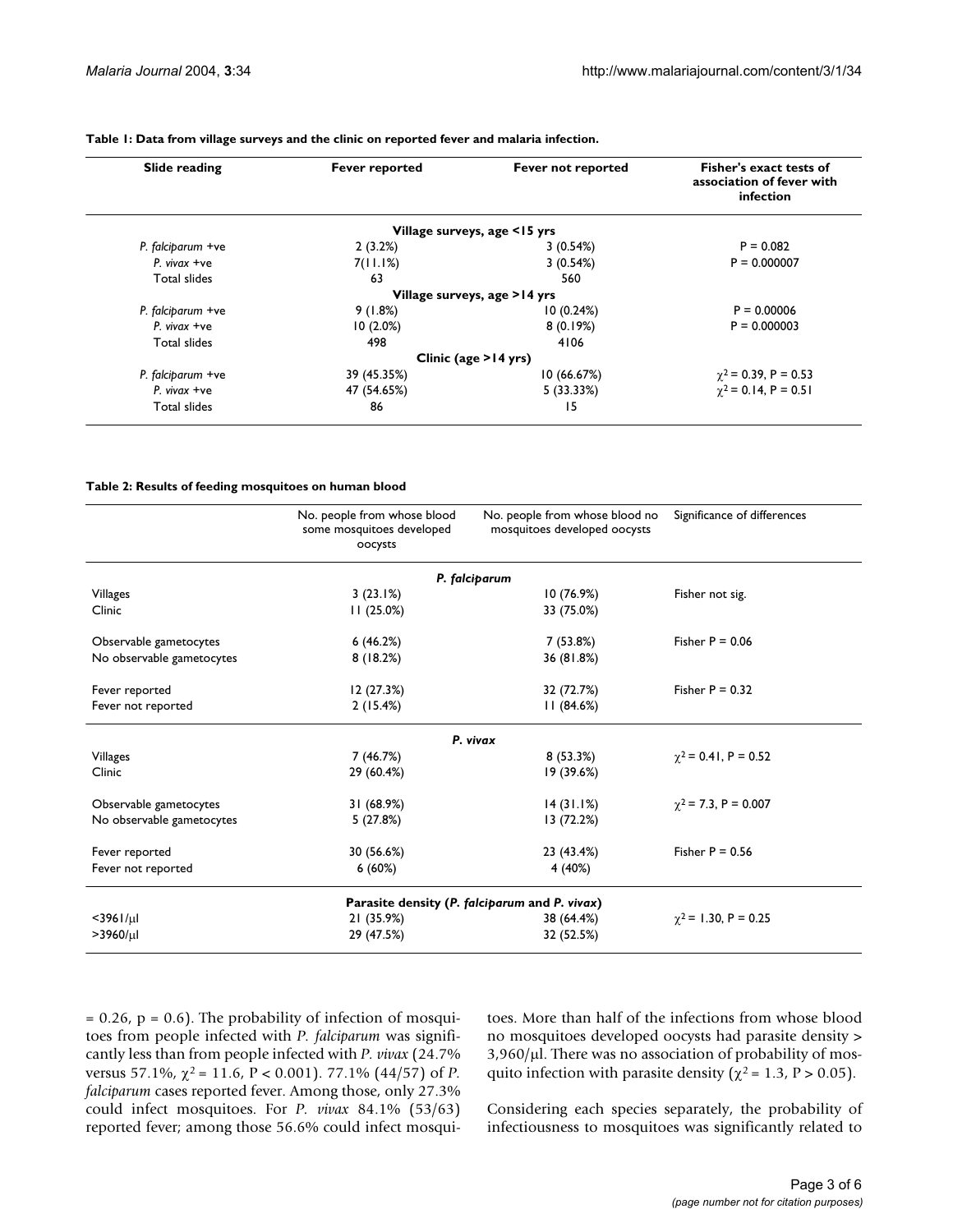**Table 1: Data from village surveys and the clinic on reported fever and malaria infection.**

| Slide reading | Fever reported | Fever not reported | Fisher's exact tests of association of fever with infection |
|---|---|---|---|
| | **Village surveys, age <15 yrs** | | |
| *P. falciparum* +ve | 2 (3.2%) | 3 (0.54%) | P = 0.082 |
| *P. vivax* +ve | 7(11.1%) | 3 (0.54%) | P = 0.000007 |
| Total slides | 63 | 560 | |
| | **Village surveys, age >14 yrs** | | |
| *P. falciparum* +ve | 9 (1.8%) | 10 (0.24%) | P = 0.00006 |
| *P. vivax* +ve | 10 (2.0%) | 8 (0.19%) | P = 0.000003 |
| Total slides | 498 | 4106 | |
| | **Clinic (age >14 yrs)** | | |
| *P. falciparum* +ve | 39 (45.35%) | 10 (66.67%) | $\chi^2$ = 0.39, P = 0.53 |
| *P. vivax* +ve | 47 (54.65%) | 5 (33.33%) | $\chi^2$ = 0.14, P = 0.51 |
| Total slides | 86 | 15 | |

**Table 2: Results of feeding mosquitoes on human blood**

| | No. people from whose blood some mosquitoes developed oocysts | No. people from whose blood no mosquitoes developed oocysts | Significance of differences |
|---|---|---|---|
| | ***P. falciparum*** | | |
| Villages | 3 (23.1%) | 10 (76.9%) | Fisher not sig. |
| Clinic | 11 (25.0%) | 33 (75.0%) | |
| Observable gametocytes | 6 (46.2%) | 7 (53.8%) | Fisher P = 0.06 |
| No observable gametocytes | 8 (18.2%) | 36 (81.8%) | |
| Fever reported | 12 (27.3%) | 32 (72.7%) | Fisher P = 0.32 |
| Fever not reported | 2 (15.4%) | 11 (84.6%) | |
| | ***P. vivax*** | | |
| Villages | 7 (46.7%) | 8 (53.3%) | $\chi^2$ = 0.41, P = 0.52 |
| Clinic | 29 (60.4%) | 19 (39.6%) | |
| Observable gametocytes | 31 (68.9%) | 14 (31.1%) | $\chi^2$ = 7.3, P = 0.007 |
| No observable gametocytes | 5 (27.8%) | 13 (72.2%) | |
| Fever reported | 30 (56.6%) | 23 (43.4%) | Fisher P = 0.56 |
| Fever not reported | 6 (60%) | 4 (40%) | |
| | **Parasite density (*P. falciparum* and *P. vivax*)** | | |
| <3961/μl | 21 (35.9%) | 38 (64.4%) | $\chi^2$ = 1.30, P = 0.25 |
| >3960/μl | 29 (47.5%) | 32 (52.5%) | |

= 0.26, p = 0.6). The probability of infection of mosquitoes from people infected with *P. falciparum* was significantly less than from people infected with *P. vivax* (24.7% versus 57.1%, $\chi^2$ = 11.6, P < 0.001). 77.1% (44/57) of *P. falciparum* cases reported fever. Among those, only 27.3% could infect mosquitoes. For *P. vivax* 84.1% (53/63) reported fever; among those 56.6% could infect mosquitoes. More than half of the infections from whose blood no mosquitoes developed oocysts had parasite density > 3,960/μl. There was no association of probability of mosquito infection with parasite density ($\chi^2$ = 1.3, P > 0.05).

Considering each species separately, the probability of infectiousness to mosquitoes was significantly related to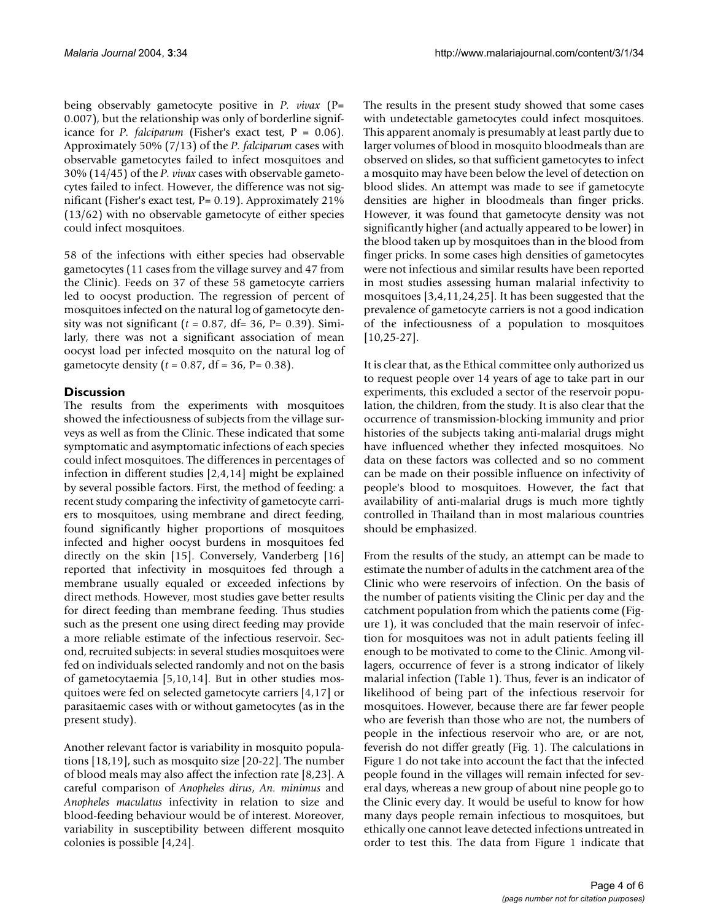being observably gametocyte positive in *P. vivax* (P= 0.007), but the relationship was only of borderline significance for *P. falciparum* (Fisher's exact test, P = 0.06). Approximately 50% (7/13) of the *P. falciparum* cases with observable gametocytes failed to infect mosquitoes and 30% (14/45) of the *P. vivax* cases with observable gametocytes failed to infect. However, the difference was not significant (Fisher's exact test, P= 0.19). Approximately 21% (13/62) with no observable gametocyte of either species could infect mosquitoes.

58 of the infections with either species had observable gametocytes (11 cases from the village survey and 47 from the Clinic). Feeds on 37 of these 58 gametocyte carriers led to oocyst production. The regression of percent of mosquitoes infected on the natural log of gametocyte density was not significant ($t$ = 0.87, df= 36, P= 0.39). Similarly, there was not a significant association of mean oocyst load per infected mosquito on the natural log of gametocyte density ($t$ = 0.87, df = 36, P= 0.38).

## Discussion

The results from the experiments with mosquitoes showed the infectiousness of subjects from the village surveys as well as from the Clinic. These indicated that some symptomatic and asymptomatic infections of each species could infect mosquitoes. The differences in percentages of infection in different studies [2,4,14] might be explained by several possible factors. First, the method of feeding: a recent study comparing the infectivity of gametocyte carriers to mosquitoes, using membrane and direct feeding, found significantly higher proportions of mosquitoes infected and higher oocyst burdens in mosquitoes fed directly on the skin [15]. Conversely, Vanderberg [16] reported that infectivity in mosquitoes fed through a membrane usually equaled or exceeded infections by direct methods. However, most studies gave better results for direct feeding than membrane feeding. Thus studies such as the present one using direct feeding may provide a more reliable estimate of the infectious reservoir. Second, recruited subjects: in several studies mosquitoes were fed on individuals selected randomly and not on the basis of gametocytaemia [5,10,14]. But in other studies mosquitoes were fed on selected gametocyte carriers [4,17] or parasitaemic cases with or without gametocytes (as in the present study).

Another relevant factor is variability in mosquito populations [18,19], such as mosquito size [20-22]. The number of blood meals may also affect the infection rate [8,23]. A careful comparison of *Anopheles dirus*, *An. minimus* and *Anopheles maculatus* infectivity in relation to size and blood-feeding behaviour would be of interest. Moreover, variability in susceptibility between different mosquito colonies is possible [4,24].

The results in the present study showed that some cases with undetectable gametocytes could infect mosquitoes. This apparent anomaly is presumably at least partly due to larger volumes of blood in mosquito bloodmeals than are observed on slides, so that sufficient gametocytes to infect a mosquito may have been below the level of detection on blood slides. An attempt was made to see if gametocyte densities are higher in bloodmeals than finger pricks. However, it was found that gametocyte density was not significantly higher (and actually appeared to be lower) in the blood taken up by mosquitoes than in the blood from finger pricks. In some cases high densities of gametocytes were not infectious and similar results have been reported in most studies assessing human malarial infectivity to mosquitoes [3,4,11,24,25]. It has been suggested that the prevalence of gametocyte carriers is not a good indication of the infectiousness of a population to mosquitoes [10,25-27].

It is clear that, as the Ethical committee only authorized us to request people over 14 years of age to take part in our experiments, this excluded a sector of the reservoir population, the children, from the study. It is also clear that the occurrence of transmission-blocking immunity and prior histories of the subjects taking anti-malarial drugs might have influenced whether they infected mosquitoes. No data on these factors was collected and so no comment can be made on their possible influence on infectivity of people's blood to mosquitoes. However, the fact that availability of anti-malarial drugs is much more tightly controlled in Thailand than in most malarious countries should be emphasized.

From the results of the study, an attempt can be made to estimate the number of adults in the catchment area of the Clinic who were reservoirs of infection. On the basis of the number of patients visiting the Clinic per day and the catchment population from which the patients come (Figure 1), it was concluded that the main reservoir of infection for mosquitoes was not in adult patients feeling ill enough to be motivated to come to the Clinic. Among villagers, occurrence of fever is a strong indicator of likely malarial infection (Table 1). Thus, fever is an indicator of likelihood of being part of the infectious reservoir for mosquitoes. However, because there are far fewer people who are feverish than those who are not, the numbers of people in the infectious reservoir who are, or are not, feverish do not differ greatly (Fig. 1). The calculations in Figure 1 do not take into account the fact that the infected people found in the villages will remain infected for several days, whereas a new group of about nine people go to the Clinic every day. It would be useful to know for how many days people remain infectious to mosquitoes, but ethically one cannot leave detected infections untreated in order to test this. The data from Figure 1 indicate that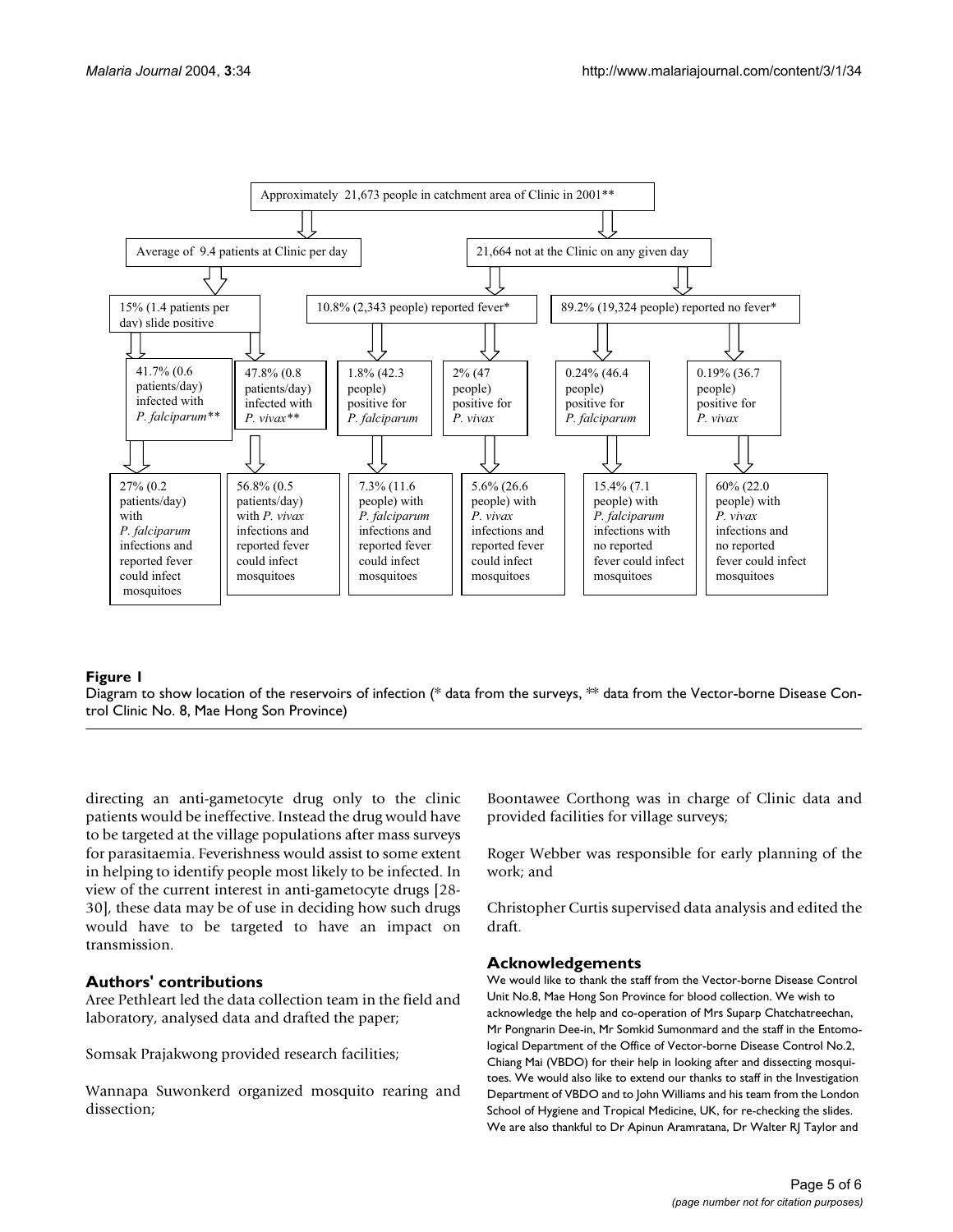Approximately 21,673 people in catchment area of Clinic in 2001**

- Average of 9.4 patients at Clinic per day
  - 15% (1.4 patients per day) slide positive
    - 41.7% (0.6 patients/day) infected with *P. falciparum***
      - 27% (0.2 patients/day) with *P. falciparum* infections and reported fever could infect mosquitoes
    - 47.8% (0.8 patients/day) infected with *P. vivax***
      - 56.8% (0.5 patients/day) with *P. vivax* infections and reported fever could infect mosquitoes
- 21,664 not at the Clinic on any given day
  - 10.8% (2,343 people) reported fever*
    - 1.8% (42.3 people) positive for *P. falciparum*
      - 7.3% (11.6 people) with *P. falciparum* infections and reported fever could infect mosquitoes
    - 2% (47 people) positive for *P. vivax*
      - 5.6% (26.6 people) with *P. vivax* infections and reported fever could infect mosquitoes
  - 89.2% (19,324 people) reported no fever*
    - 0.24% (46.4 people) positive for *P. falciparum*
      - 15.4% (7.1 people) with *P. falciparum* infections with no reported fever could infect mosquitoes
    - 0.19% (36.7 people) positive for *P. vivax*
      - 60% (22.0 people) with *P. vivax* infections and no reported fever could infect mosquitoes

**Figure 1**

Diagram to show location of the reservoirs of infection (* data from the surveys, ** data from the Vector-borne Disease Control Clinic No. 8, Mae Hong Son Province)

directing an anti-gametocyte drug only to the clinic patients would be ineffective. Instead the drug would have to be targeted at the village populations after mass surveys for parasitaemia. Feverishness would assist to some extent in helping to identify people most likely to be infected. In view of the current interest in anti-gametocyte drugs [28-30], these data may be of use in deciding how such drugs would have to be targeted to have an impact on transmission.

## Authors' contributions

Aree Pethleart led the data collection team in the field and laboratory, analysed data and drafted the paper;

Somsak Prajakwong provided research facilities;

Wannapa Suwonkerd organized mosquito rearing and dissection;

Boontawee Corthong was in charge of Clinic data and provided facilities for village surveys;

Roger Webber was responsible for early planning of the work; and

Christopher Curtis supervised data analysis and edited the draft.

## Acknowledgements

We would like to thank the staff from the Vector-borne Disease Control Unit No.8, Mae Hong Son Province for blood collection. We wish to acknowledge the help and co-operation of Mrs Suparp Chatchatreechan, Mr Pongnarin Dee-in, Mr Somkid Sumonmard and the staff in the Entomological Department of the Office of Vector-borne Disease Control No.2, Chiang Mai (VBDO) for their help in looking after and dissecting mosquitoes. We would also like to extend our thanks to staff in the Investigation Department of VBDO and to John Williams and his team from the London School of Hygiene and Tropical Medicine, UK, for re-checking the slides. We are also thankful to Dr Apinun Aramratana, Dr Walter RJ Taylor and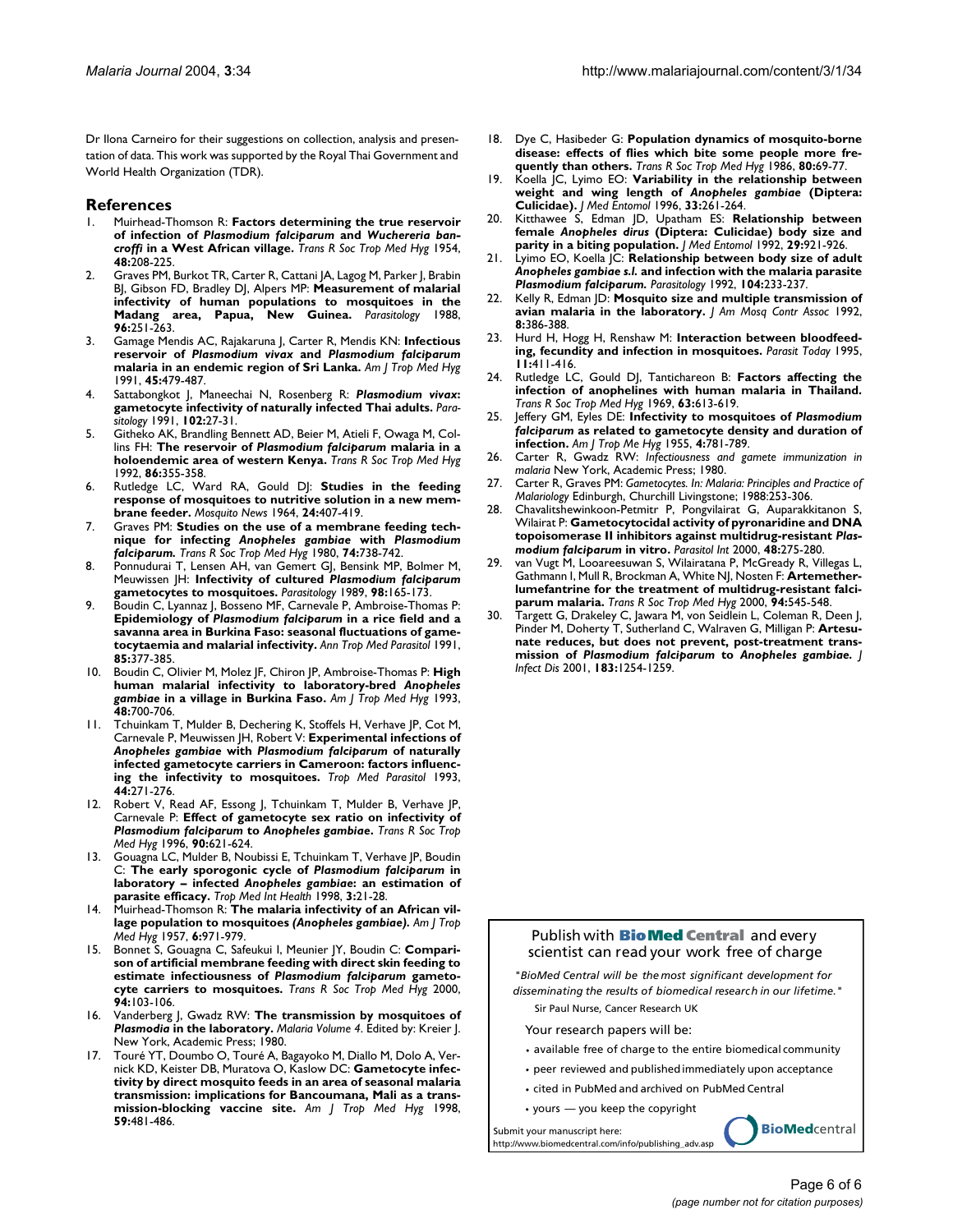Dr Ilona Carneiro for their suggestions on collection, analysis and presentation of data. This work was supported by the Royal Thai Government and World Health Organization (TDR).

## References

1. Muirhead-Thomson R: **Factors determining the true reservoir of infection of *Plasmodium falciparum* and *Wuchereria bancroffi* in a West African village.** *Trans R Soc Trop Med Hyg* 1954, **48:**208-225.
2. Graves PM, Burkot TR, Carter R, Cattani JA, Lagog M, Parker J, Brabin BJ, Gibson FD, Bradley DJ, Alpers MP: **Measurement of malarial infectivity of human populations to mosquitoes in the Madang area, Papua, New Guinea.** *Parasitology* 1988, **96:**251-263.
3. Gamage Mendis AC, Rajakaruna J, Carter R, Mendis KN: **Infectious reservoir of *Plasmodium vivax* and *Plasmodium falciparum* malaria in an endemic region of Sri Lanka.** *Am J Trop Med Hyg* 1991, **45:**479-487.
4. Sattabongkot J, Maneechai N, Rosenberg R: ***Plasmodium vivax*: gametocyte infectivity of naturally infected Thai adults.** *Parasitology* 1991, **102:**27-31.
5. Githeko AK, Brandling Bennett AD, Beier M, Atieli F, Owaga M, Collins FH: **The reservoir of *Plasmodium falciparum* malaria in a holoendemic area of western Kenya.** *Trans R Soc Trop Med Hyg* 1992, **86:**355-358.
6. Rutledge LC, Ward RA, Gould DJ: **Studies in the feeding response of mosquitoes to nutritive solution in a new membrane feeder.** *Mosquito News* 1964, **24:**407-419.
7. Graves PM: **Studies on the use of a membrane feeding technique for infecting *Anopheles gambiae* with *Plasmodium falciparum.*** *Trans R Soc Trop Med Hyg* 1980, **74:**738-742.
8. Ponnudurai T, Lensen AH, van Gemert GJ, Bensink MP, Bolmer M, Meuwissen JH: **Infectivity of cultured *Plasmodium falciparum* gametocytes to mosquitoes.** *Parasitology* 1989, **98:**165-173.
9. Boudin C, Lyannaz J, Bosseno MF, Carnevale P, Ambroise-Thomas P: **Epidemiology of *Plasmodium falciparum* in a rice field and a savanna area in Burkina Faso: seasonal fluctuations of gametocytaemia and malarial infectivity.** *Ann Trop Med Parasitol* 1991, **85:**377-385.
10. Boudin C, Olivier M, Molez JF, Chiron JP, Ambroise-Thomas P: **High human malarial infectivity to laboratory-bred *Anopheles gambiae* in a village in Burkina Faso.** *Am J Trop Med Hyg* 1993, **48:**700-706.
11. Tchuinkam T, Mulder B, Dechering K, Stoffels H, Verhave JP, Cot M, Carnevale P, Meuwissen JH, Robert V: **Experimental infections of *Anopheles gambiae* with *Plasmodium falciparum* of naturally infected gametocyte carriers in Cameroon: factors influencing the infectivity to mosquitoes.** *Trop Med Parasitol* 1993, **44:**271-276.
12. Robert V, Read AF, Essong J, Tchuinkam T, Mulder B, Verhave JP, Carnevale P: **Effect of gametocyte sex ratio on infectivity of *Plasmodium falciparum* to *Anopheles gambiae*.** *Trans R Soc Trop Med Hyg* 1996, **90:**621-624.
13. Gouagna LC, Mulder B, Noubissi E, Tchuinkam T, Verhave JP, Boudin C: **The early sporogonic cycle of *Plasmodium falciparum* in laboratory – infected *Anopheles gambiae*: an estimation of parasite efficacy.** *Trop Med Int Health* 1998, **3:**21-28.
14. Muirhead-Thomson R: **The malaria infectivity of an African village population to mosquitoes *(Anopheles gambiae)*.** *Am J Trop Med Hyg* 1957, **6:**971-979.
15. Bonnet S, Gouagna C, Safeukui I, Meunier JY, Boudin C: **Comparison of artificial membrane feeding with direct skin feeding to estimate infectiousness of *Plasmodium falciparum* gametocyte carriers to mosquitoes.** *Trans R Soc Trop Med Hyg* 2000, **94:**103-106.
16. Vanderberg J, Gwadz RW: **The transmission by mosquitoes of *Plasmodia* in the laboratory.** *Malaria Volume 4*. Edited by: Kreier J. New York, Academic Press; 1980.
17. Touré YT, Doumbo O, Touré A, Bagayoko M, Diallo M, Dolo A, Vernick KD, Keister DB, Muratova O, Kaslow DC: **Gametocyte infectivity by direct mosquito feeds in an area of seasonal malaria transmission: implications for Bancoumana, Mali as a transmission-blocking vaccine site.** *Am J Trop Med Hyg* 1998, **59:**481-486.
18. Dye C, Hasibeder G: **Population dynamics of mosquito-borne disease: effects of flies which bite some people more frequently than others.** *Trans R Soc Trop Med Hyg* 1986, **80:**69-77.
19. Koella JC, Lyimo EO: **Variability in the relationship between weight and wing length of *Anopheles gambiae* (Diptera: Culicidae).** *J Med Entomol* 1996, **33:**261-264.
20. Kitthawee S, Edman JD, Upatham ES: **Relationship between female *Anopheles dirus* (Diptera: Culicidae) body size and parity in a biting population.** *J Med Entomol* 1992, **29:**921-926.
21. Lyimo EO, Koella JC: **Relationship between body size of adult *Anopheles gambiae s.l.* and infection with the malaria parasite *Plasmodium falciparum.*** *Parasitology* 1992, **104:**233-237.
22. Kelly R, Edman JD: **Mosquito size and multiple transmission of avian malaria in the laboratory.** *J Am Mosq Contr Assoc* 1992, **8:**386-388.
23. Hurd H, Hogg H, Renshaw M: **Interaction between bloodfeeding, fecundity and infection in mosquitoes.** *Parasit Today* 1995, **11:**411-416.
24. Rutledge LC, Gould DJ, Tantichareon B: **Factors affecting the infection of anophelines with human malaria in Thailand.** *Trans R Soc Trop Med Hyg* 1969, **63:**613-619.
25. Jeffery GM, Eyles DE: **Infectivity to mosquitoes of *Plasmodium falciparum* as related to gametocyte density and duration of infection.** *Am J Trop Me Hyg* 1955, **4:**781-789.
26. Carter R, Gwadz RW: *Infectiousness and gamete immunization in malaria* New York, Academic Press; 1980.
27. Carter R, Graves PM: *Gametocytes. In: Malaria: Principles and Practice of Malariology* Edinburgh, Churchill Livingstone; 1988:253-306.
28. Chavalitshewinkoon-Petmitr P, Pongvilairat G, Auparakkitanon S, Wilairat P: **Gametocytocidal activity of pyronaridine and DNA topoisomerase II inhibitors against multidrug-resistant *Plasmodium falciparum* in vitro.** *Parasitol Int* 2000, **48:**275-280.
29. van Vugt M, Looareesuwan S, Wilairatana P, McGready R, Villegas L, Gathmann I, Mull R, Brockman A, White NJ, Nosten F: **Artemether-lumefantrine for the treatment of multidrug-resistant falciparum malaria.** *Trans R Soc Trop Med Hyg* 2000, **94:**545-548.
30. Targett G, Drakeley C, Jawara M, von Seidlein L, Coleman R, Deen J, Pinder M, Doherty T, Sutherland C, Walraven G, Milligan P: **Artesunate reduces, but does not prevent, post-treatment transmission of *Plasmodium falciparum* to *Anopheles gambiae*.** *J Infect Dis* 2001, **183:**1254-1259.

Publish with **BioMed Central** and every scientist can read your work free of charge

*"BioMed Central will be the most significant development for disseminating the results of biomedical research in our lifetime."*

Sir Paul Nurse, Cancer Research UK

Your research papers will be:

- available free of charge to the entire biomedical community
- peer reviewed and published immediately upon acceptance
- cited in PubMed and archived on PubMed Central
- yours — you keep the copyright

Submit your manuscript here:
http://www.biomedcentral.com/info/publishing_adv.asp

BioMedcentral